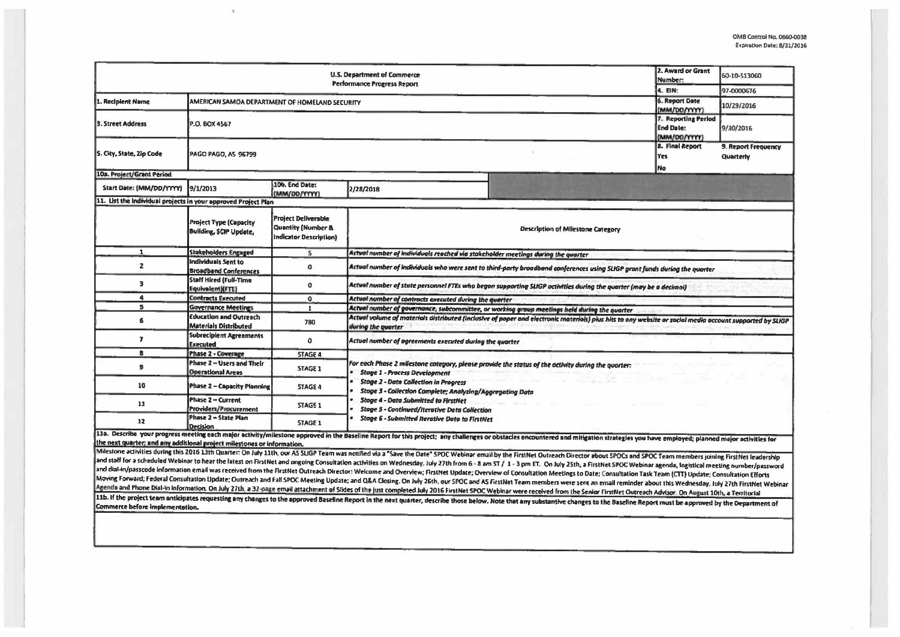OMB Control No. 0660-0038
Expiration Date: 8/31/2016

| U.S. Department of Commerce Performance Progress Report | | | | 2. Award or Grant Number: | 60-10-S13060 |
|---|---|---|---|---|---|
| | | | | 4. EIN: | 97-0000676 |
| 1. Recipient Name | AMERICAN SAMOA DEPARTMENT OF HOMELAND SECURITY | | | 6. Report Date (MM/DD/YYYY) | 10/29/2016 |
| 3. Street Address | P.O. BOX 4567 | | | 7. Reporting Period End Date: (MM/DD/YYYY) | 9/30/2016 |
| 5. City, State, Zip Code | PAGO PAGO, AS 96799 | | | 8. Final Report Yes No | 9. Report Frequency Quarterly |
| 10a. Project/Grant Period | | | | | |
| Start Date: (MM/DD/YYYY) | 9/1/2013 | 10b. End Date: (MM/DD/YYYY) | 2/28/2018 | | |

11. List the individual projects in your approved Project Plan

| | Project Type (Capacity Building, SCIP Update, | Project Deliverable Quantity (Number & Indicator Description) | Description of Milestone Category |
|---|---|---|---|
| 1 | Stakeholders Engaged | 5 | *Actual number of individuals reached via stakeholder meetings during the quarter* |
| 2 | Individuals Sent to Broadband Conferences | 0 | *Actual number of individuals who were sent to third-party broadband conferences using SLIGP grant funds during the quarter* |
| 3 | Staff Hired (Full-Time Equivalent)(FTE) | 0 | *Actual number of state personnel FTEs who began supporting SLIGP activities during the quarter (may be a decimal)* |
| 4 | Contracts Executed | 0 | *Actual number of contracts executed during the quarter* |
| 5 | Governance Meetings | 1 | *Actual number of governance, subcommittee, or working group meetings held during the quarter* |
| 6 | Education and Outreach Materials Distributed | 780 | *Actual volume of materials distributed (inclusive of paper and electronic materials) plus hits to any website or social media account supported by SLIGP during the quarter* |
| 7 | Subrecipient Agreements Executed | 0 | *Actual number of agreements executed during the quarter* |
| 8 | Phase 2 - Coverage | STAGE 4 | *For each Phase 2 milestone category, please provide the status of the activity during the quarter:* <br>• *Stage 1 - Process Development* <br>• *Stage 2 - Data Collection in Progress* <br>• *Stage 3 - Collection Complete; Analyzing/Aggregating Data* <br>• *Stage 4 - Data Submitted to FirstNet* <br>• *Stage 5 - Continued/Iterative Data Collection* <br>• *Stage 6 - Submitted Iterative Data to FirstNet* |
| 9 | Phase 2 – Users and Their Operational Areas | STAGE 1 | |
| 10 | Phase 2 – Capacity Planning | STAGE 4 | |
| 11 | Phase 2 – Current Providers/Procurement | STAGE 1 | |
| 12 | Phase 2 – State Plan Decision | STAGE 1 | |

11a. Describe your progress meeting each major activity/milestone approved in the Baseline Report for this project; any challenges or obstacles encountered and mitigation strategies you have employed; planned major activities for the next quarter; and any additional project milestones or information.

Milestone activities during this 2016 13th Quarter: On July 11th, our AS SLIGP Team was notified via a "Save the Date" SPOC Webinar email by the FirstNet Outreach Director about SPOCs and SPOC Team members joining FirstNet leadership and staff for a scheduled Webinar to hear the latest on FirstNet and ongoing Consultation activities on Wednesday, July 27th from 6 - 8 am ST / 1 - 3 pm ET. On July 25th, a FirstNet SPOC Webinar agenda, logistical meeting number/password and dial-in/passcode information email was received from the FirstNet Outreach Director: Welcome and Overview; FirstNet Update; Overview of Consultation Meetings to Date; Consultation Task Team (CTT) Update; Consultation Efforts Moving Forward; Federal Consultation Update; Outreach and Fall SPOC Meeting Update; and Q&A Closing. On July 26th, our SPOC and AS FirstNet Team members were sent an email reminder about this Wednesday, July 27th FirstNet Webinar Agenda and Phone Dial-in information. On July 27th, a 32-page email attachment of Slides of the just completed July 2016 FirstNet SPOC Webinar were received from the Senior FirstNet Outreach Advisor. On August 10th, a Territorial

11b. If the project team anticipates requesting any changes to the approved Baseline Report in the next quarter, describe those below. Note that any substantive changes to the Baseline Report must be approved by the Department of Commerce before implementation.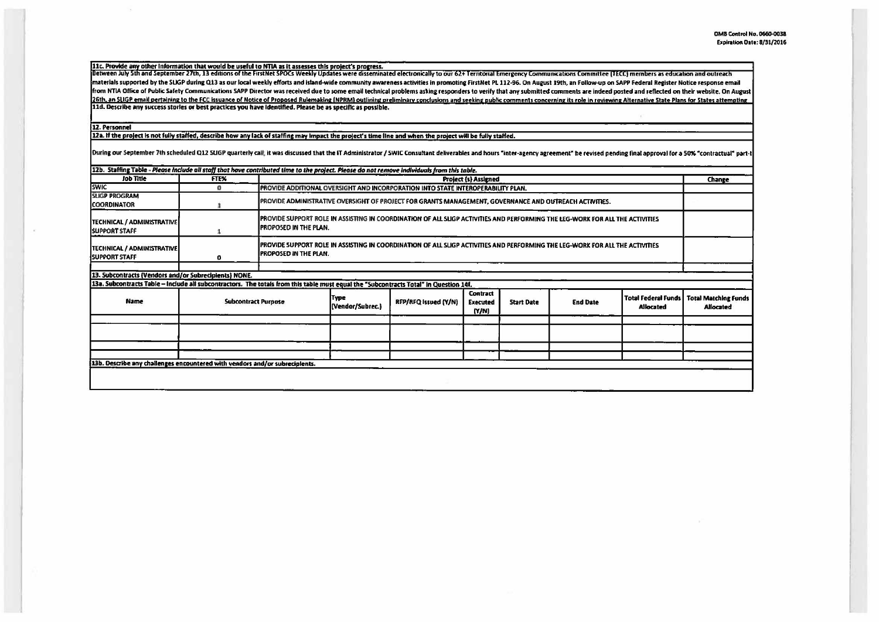OMB Control No. 0660-0038
Expiration Date: 8/31/2016

**11c. Provide any other information that would be useful to NTIA as it assesses this project's progress.**

Between July 5th and September 27th, 13 editions of the FirstNet SPOCs Weekly Updates were disseminated electronically to our 62+ Territorial Emergency Communications Committee (TECC) members as education and outreach materials supported by the SLIGP during Q13 as our local weekly efforts and island-wide community awareness activities in promoting FirstNet PL 112-96. On August 19th, an Follow-up on SAPP Federal Register Notice response email from NTIA Office of Public Safety Communications SAPP Director was received due to some email technical problems asking responders to verify that any submitted comments are indeed posted and reflected on their website. On August 26th, an SLIGP email pertaining to the FCC issuance of Notice of Proposed Rulemaking (NPRM) outlining preliminary conclusions and seeking public comments concerning its role in reviewing Alternative State Plans for States attempting

**11d. Describe any success stories or best practices you have identified. Please be as specific as possible.**

**12. Personnel**

**12a. If the project is not fully staffed, describe how any lack of staffing may impact the project's time line and when the project will be fully staffed.**

During our September 7th scheduled Q12 SLIGP quarterly call, it was discussed that the IT Administrator / SWIC Consultant deliverables and hours "inter-agency agreement" be revised pending final approval for a 50% "contractual" part-t

**12b. Staffing Table** - *Please include all staff that have contributed time to the project. Please do not remove individuals from this table.*

| Job Title | FTE% | Project (s) Assigned | Change |
|---|---|---|---|
| SWIC | 0 | PROVIDE ADDITIONAL OVERSIGHT AND INCORPORATION INTO STATE INTEROPERABILITY PLAN. | |
| SLIGP PROGRAM COORDINATOR | 1 | PROVIDE ADMINISTRATIVE OVERSIGHT OF PROJECT FOR GRANTS MANAGEMENT, GOVERNANCE AND OUTREACH ACTIVITIES. | |
| TECHNICAL / ADMINISTRATIVE SUPPORT STAFF | 1 | PROVIDE SUPPORT ROLE IN ASSISTING IN COORDINATION OF ALL SLIGP ACTIVITIES AND PERFORMING THE LEG-WORK FOR ALL THE ACTIVITIES PROPOSED IN THE PLAN. | |
| TECHNICAL / ADMINISTRATIVE SUPPORT STAFF | 0 | PROVIDE SUPPORT ROLE IN ASSISTING IN COORDINATION OF ALL SLIGP ACTIVITIES AND PERFORMING THE LEG-WORK FOR ALL THE ACTIVITIES PROPOSED IN THE PLAN. | |
| | | | |

**13. Subcontracts (Vendors and/or Subrecipients) NONE.**

**13a. Subcontracts Table – Include all subcontractors. The totals from this table must equal the "Subcontracts Total" in Question 14f.**

| Name | Subcontract Purpose | Type (Vendor/Subrec.) | RFP/RFQ Issued (Y/N) | Contract Executed (Y/N) | Start Date | End Date | Total Federal Funds Allocated | Total Matching Funds Allocated |
|---|---|---|---|---|---|---|---|---|
| | | | | | | | | |
| | | | | | | | | |
| | | | | | | | | |
| | | | | | | | | |

**13b. Describe any challenges encountered with vendors and/or subrecipients.**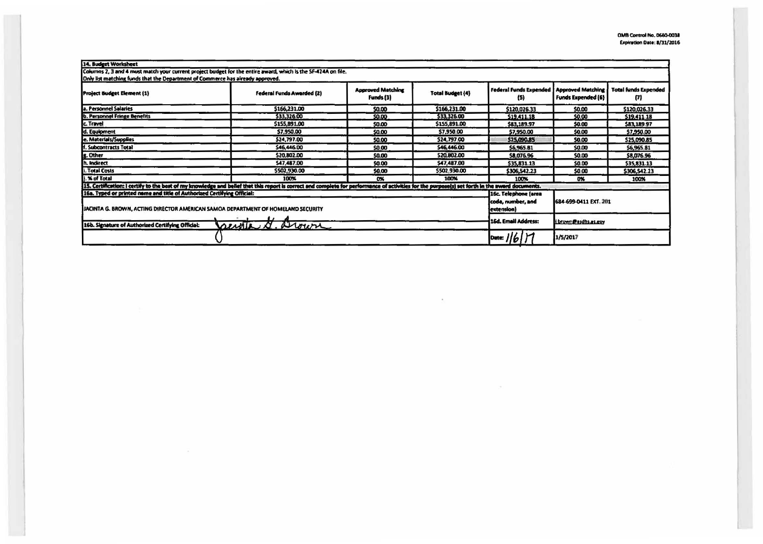OMB Control No. 0660-0038
Expiration Date: 8/31/2016

| 14. Budget Worksheet | | | | | | |
|---|---|---|---|---|---|---|
| Columns 2, 3 and 4 must match your current project budget for the entire award, which is the SF-424A on file. Only list matching funds that the Department of Commerce has already approved. | | | | | | |
| Project Budget Element (1) | Federal Funds Awarded (2) | Approved Matching Funds (3) | Total Budget (4) | Federal Funds Expended (5) | Approved Matching Funds Expended (6) | Total funds Expended (7) |
| a. Personnel Salaries | $166,231.00 | $0.00 | $166,231.00 | $120,026.33 | $0.00 | $120,026.33 |
| b. Personnel Fringe Benefits | $33,326.00 | $0.00 | $33,326.00 | $19,411.18 | $0.00 | $19,411.18 |
| c. Travel | $155,891.00 | $0.00 | $155,891.00 | $83,189.97 | $0.00 | $83,189.97 |
| d. Equipment | $7,950.00 | $0.00 | $7,950.00 | $7,950.00 | $0.00 | $7,950.00 |
| e. Materials/Supplies | $24,797.00 | $0.00 | $24,797.00 | $25,090.85 | $0.00 | $25,090.85 |
| f. Subcontracts Total | $46,446.00 | $0.00 | $46,446.00 | $6,965.81 | $0.00 | $6,965.81 |
| g. Other | $20,802.00 | $0.00 | $20,802.00 | $8,076.96 | $0.00 | $8,076.96 |
| h. Indirect | $47,487.00 | $0.00 | $47,487.00 | $35,831.13 | $0.00 | $35,831.13 |
| i. Total Costs | $502,930.00 | $0.00 | $502,930.00 | $306,542.23 | $0.00 | $306,542.23 |
| j. % of Total | 100% | 0% | 100% | 100% | 0% | 100% |

15. Certification: I certify to the best of my knowledge and belief that this report is correct and complete for performance of activities for the purpose(s) set forth in the award documents.

| | | |
|---|---|---|
| 16a. Typed or printed name and title of Authorized Certifying Official: JACINTA G. BROWN, ACTING DIRECTOR AMERICAN SAMOA DEPARTMENT OF HOMELAND SECURITY | 16c. Telephone (area code, number, and extension) | 684-699-0411 EXT. 201 |
| 16b. Signature of Authorized Certifying Official: Jacinta G. Brown | 16d. Email Address: | j.brown@asdhs.as.gov |
| | Date: 1/6/17 | 1/5/2017 |